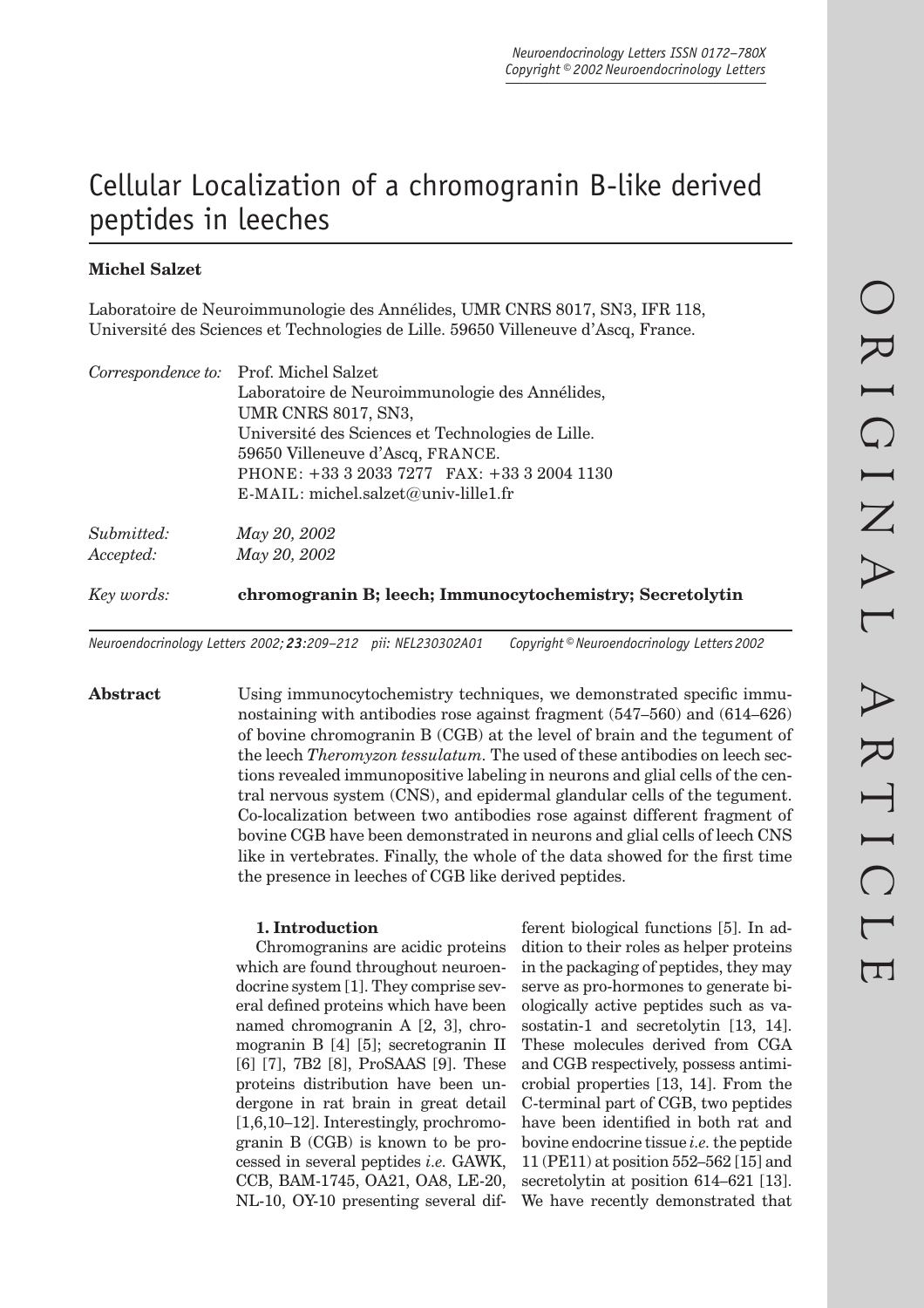# Cellular Localization of a chromogranin B-like derived peptides in leeches

**Michel Salzet**

Laboratoire de Neuroimmunologie des Annélides, UMR CNRS 8017, SN3, IFR 118, Université des Sciences et Technologies de Lille. 59650 Villeneuve d'Ascq, France.

*Correspondence to:* Prof. Michel Salzet
Laboratoire de Neuroimmunologie des Annélides,
UMR CNRS 8017, SN3,
Université des Sciences et Technologies de Lille.
59650 Villeneuve d'Ascq, FRANCE.
PHONE: +33 3 2033 7277 FAX: +33 3 2004 1130
E-MAIL: michel.salzet@univ-lille1.fr

*Submitted:* *May 20, 2002*
*Accepted:* *May 20, 2002*

*Key words:* **chromogranin B; leech; Immunocytochemistry; Secretolytin**

**Abstract** Using immunocytochemistry techniques, we demonstrated specific immunostaining with antibodies rose against fragment (547–560) and (614–626) of bovine chromogranin B (CGB) at the level of brain and the tegument of the leech *Theromyzon tessulatum*. The used of these antibodies on leech sections revealed immunopositive labeling in neurons and glial cells of the central nervous system (CNS), and epidermal glandular cells of the tegument. Co-localization between two antibodies rose against different fragment of bovine CGB have been demonstrated in neurons and glial cells of leech CNS like in vertebrates. Finally, the whole of the data showed for the first time the presence in leeches of CGB like derived peptides.

## 1. Introduction

Chromogranins are acidic proteins which are found throughout neuroendocrine system [1]. They comprise several defined proteins which have been named chromogranin A [2, 3], chromogranin B [4] [5]; secretogranin II [6] [7], 7B2 [8], ProSAAS [9]. These proteins distribution have been undergone in rat brain in great detail [1,6,10–12]. Interestingly, prochromogranin B (CGB) is known to be processed in several peptides *i.e.* GAWK, CCB, BAM-1745, OA21, OA8, LE-20, NL-10, OY-10 presenting several different biological functions [5]. In addition to their roles as helper proteins in the packaging of peptides, they may serve as pro-hormones to generate biologically active peptides such as vasostatin-1 and secretolytin [13, 14]. These molecules derived from CGA and CGB respectively, possess antimicrobial properties [13, 14]. From the C-terminal part of CGB, two peptides have been identified in both rat and bovine endocrine tissue *i.e.* the peptide 11 (PE11) at position 552–562 [15] and secretolytin at position 614–621 [13]. We have recently demonstrated that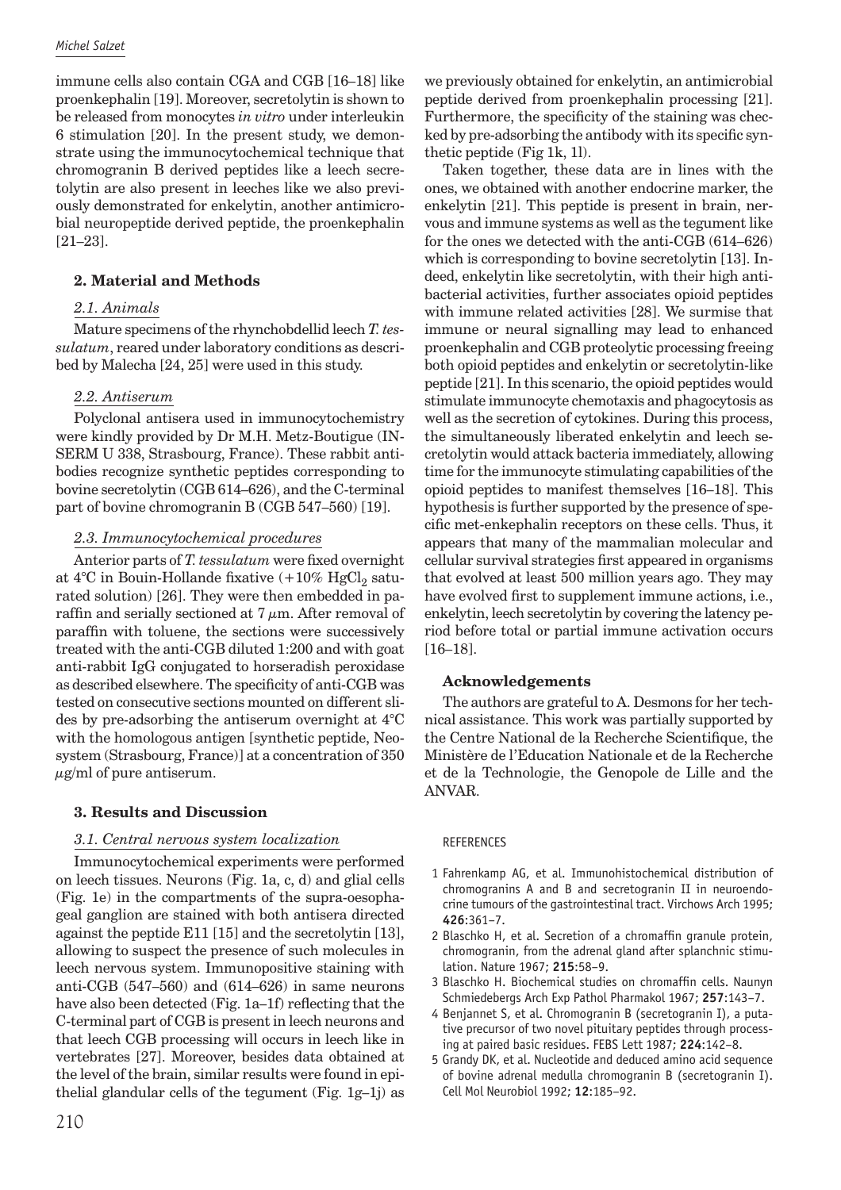immune cells also contain CGA and CGB [16–18] like proenkephalin [19]. Moreover, secretolytin is shown to be released from monocytes *in vitro* under interleukin 6 stimulation [20]. In the present study, we demonstrate using the immunocytochemical technique that chromogranin B derived peptides like a leech secretolytin are also present in leeches like we also previously demonstrated for enkelytin, another antimicrobial neuropeptide derived peptide, the proenkephalin [21–23].

## 2. Material and Methods

### 2.1. Animals

Mature specimens of the rhynchobdellid leech *T. tessulatum*, reared under laboratory conditions as described by Malecha [24, 25] were used in this study.

### 2.2. Antiserum

Polyclonal antisera used in immunocytochemistry were kindly provided by Dr M.H. Metz-Boutigue (INSERM U 338, Strasbourg, France). These rabbit antibodies recognize synthetic peptides corresponding to bovine secretolytin (CGB 614–626), and the C-terminal part of bovine chromogranin B (CGB 547–560) [19].

### 2.3. Immunocytochemical procedures

Anterior parts of *T. tessulatum* were fixed overnight at 4°C in Bouin-Hollande fixative (+10% $HgCl_2$ saturated solution) [26]. They were then embedded in paraffin and serially sectioned at 7 $\mu$m. After removal of paraffin with toluene, the sections were successively treated with the anti-CGB diluted 1:200 and with goat anti-rabbit IgG conjugated to horseradish peroxidase as described elsewhere. The specificity of anti-CGB was tested on consecutive sections mounted on different slides by pre-adsorbing the antiserum overnight at 4°C with the homologous antigen [synthetic peptide, Neosystem (Strasbourg, France)] at a concentration of 350 $\mu$g/ml of pure antiserum.

## 3. Results and Discussion

### 3.1. Central nervous system localization

Immunocytochemical experiments were performed on leech tissues. Neurons (Fig. 1a, c, d) and glial cells (Fig. 1e) in the compartments of the supra-oesophageal ganglion are stained with both antisera directed against the peptide E11 [15] and the secretolytin [13], allowing to suspect the presence of such molecules in leech nervous system. Immunopositive staining with anti-CGB (547–560) and (614–626) in same neurons have also been detected (Fig. 1a–1f) reflecting that the C-terminal part of CGB is present in leech neurons and that leech CGB processing will occurs in leech like in vertebrates [27]. Moreover, besides data obtained at the level of the brain, similar results were found in epithelial glandular cells of the tegument (Fig. 1g–1j) as we previously obtained for enkelytin, an antimicrobial peptide derived from proenkephalin processing [21]. Furthermore, the specificity of the staining was checked by pre-adsorbing the antibody with its specific synthetic peptide (Fig 1k, 1l).

Taken together, these data are in lines with the ones, we obtained with another endocrine marker, the enkelytin [21]. This peptide is present in brain, nervous and immune systems as well as the tegument like for the ones we detected with the anti-CGB (614–626) which is corresponding to bovine secretolytin [13]. Indeed, enkelytin like secretolytin, with their high antibacterial activities, further associates opioid peptides with immune related activities [28]. We surmise that immune or neural signalling may lead to enhanced proenkephalin and CGB proteolytic processing freeing both opioid peptides and enkelytin or secretolytin-like peptide [21]. In this scenario, the opioid peptides would stimulate immunocyte chemotaxis and phagocytosis as well as the secretion of cytokines. During this process, the simultaneously liberated enkelytin and leech secretolytin would attack bacteria immediately, allowing time for the immunocyte stimulating capabilities of the opioid peptides to manifest themselves [16–18]. This hypothesis is further supported by the presence of specific met-enkephalin receptors on these cells. Thus, it appears that many of the mammalian molecular and cellular survival strategies first appeared in organisms that evolved at least 500 million years ago. They may have evolved first to supplement immune actions, i.e., enkelytin, leech secretolytin by covering the latency period before total or partial immune activation occurs [16–18].

## Acknowledgements

The authors are grateful to A. Desmons for her technical assistance. This work was partially supported by the Centre National de la Recherche Scientifique, the Ministère de l'Education Nationale et de la Recherche et de la Technologie, the Genopole de Lille and the ANVAR.

## REFERENCES

1. Fahrenkamp AG, et al. Immunohistochemical distribution of chromogranins A and B and secretogranin II in neuroendocrine tumours of the gastrointestinal tract. Virchows Arch 1995; **426**:361–7.
2. Blaschko H, et al. Secretion of a chromaffin granule protein, chromogranin, from the adrenal gland after splanchnic stimulation. Nature 1967; **215**:58–9.
3. Blaschko H. Biochemical studies on chromaffin cells. Naunyn Schmiedebergs Arch Exp Pathol Pharmakol 1967; **257**:143–7.
4. Benjannet S, et al. Chromogranin B (secretogranin I), a putative precursor of two novel pituitary peptides through processing at paired basic residues. FEBS Lett 1987; **224**:142–8.
5. Grandy DK, et al. Nucleotide and deduced amino acid sequence of bovine adrenal medulla chromogranin B (secretogranin I). Cell Mol Neurobiol 1992; **12**:185–92.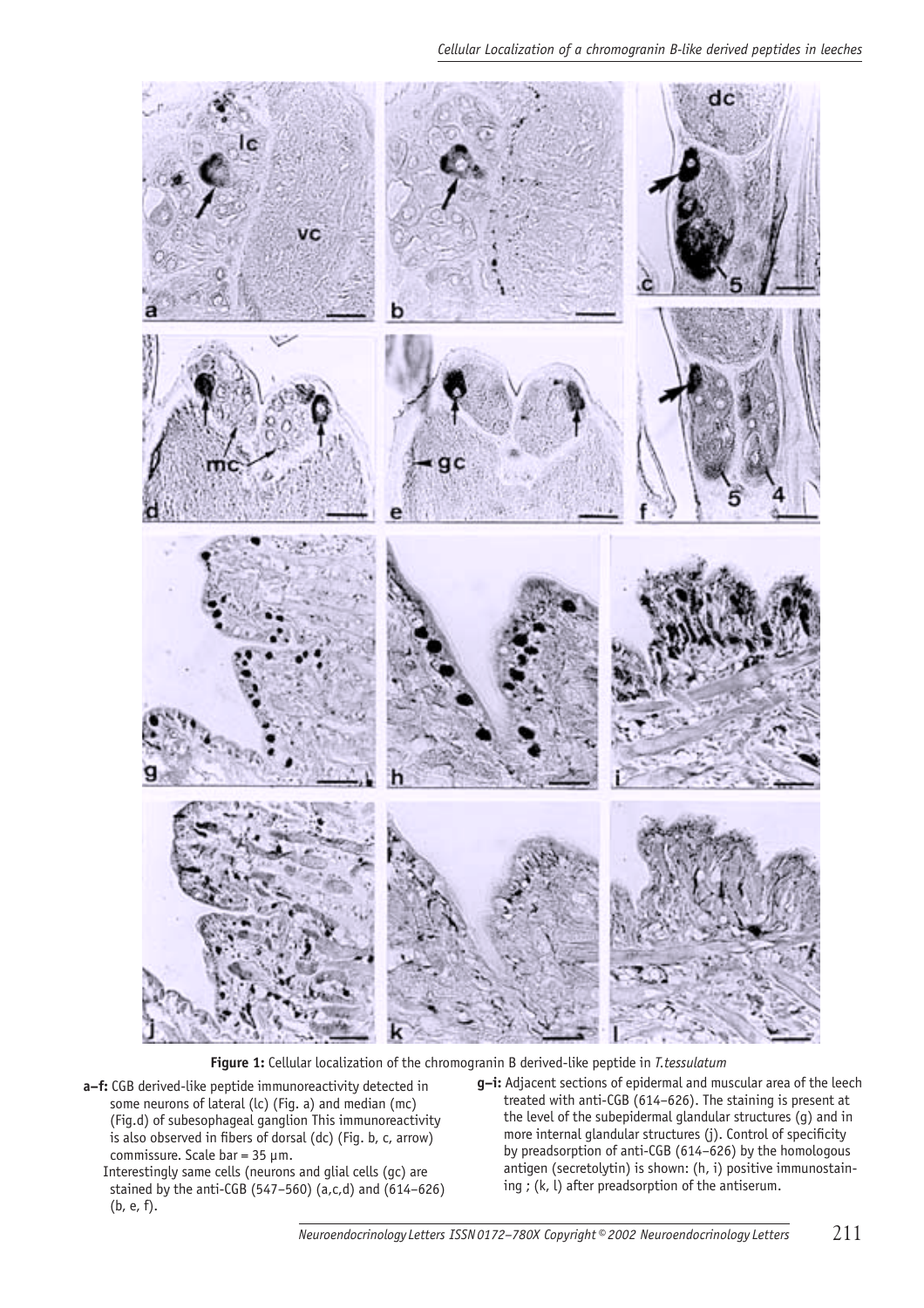**Figure 1:** Cellular localization of the chromogranin B derived-like peptide in *T.tessulatum*

**a–f:** CGB derived-like peptide immunoreactivity detected in some neurons of lateral (lc) (Fig. a) and median (mc) (Fig.d) of subesophageal ganglion This immunoreactivity is also observed in fibers of dorsal (dc) (Fig. b, c, arrow) commissure. Scale bar = 35 µm.

Interestingly same cells (neurons and glial cells (gc) are stained by the anti-CGB (547–560) (a,c,d) and (614–626) (b, e, f).

**g–i:** Adjacent sections of epidermal and muscular area of the leech treated with anti-CGB (614–626). The staining is present at the level of the subepidermal glandular structures (g) and in more internal glandular structures (j). Control of specificity by preadsorption of anti-CGB (614–626) by the homologous antigen (secretolytin) is shown: (h, i) positive immunostaining ; (k, l) after preadsorption of the antiserum.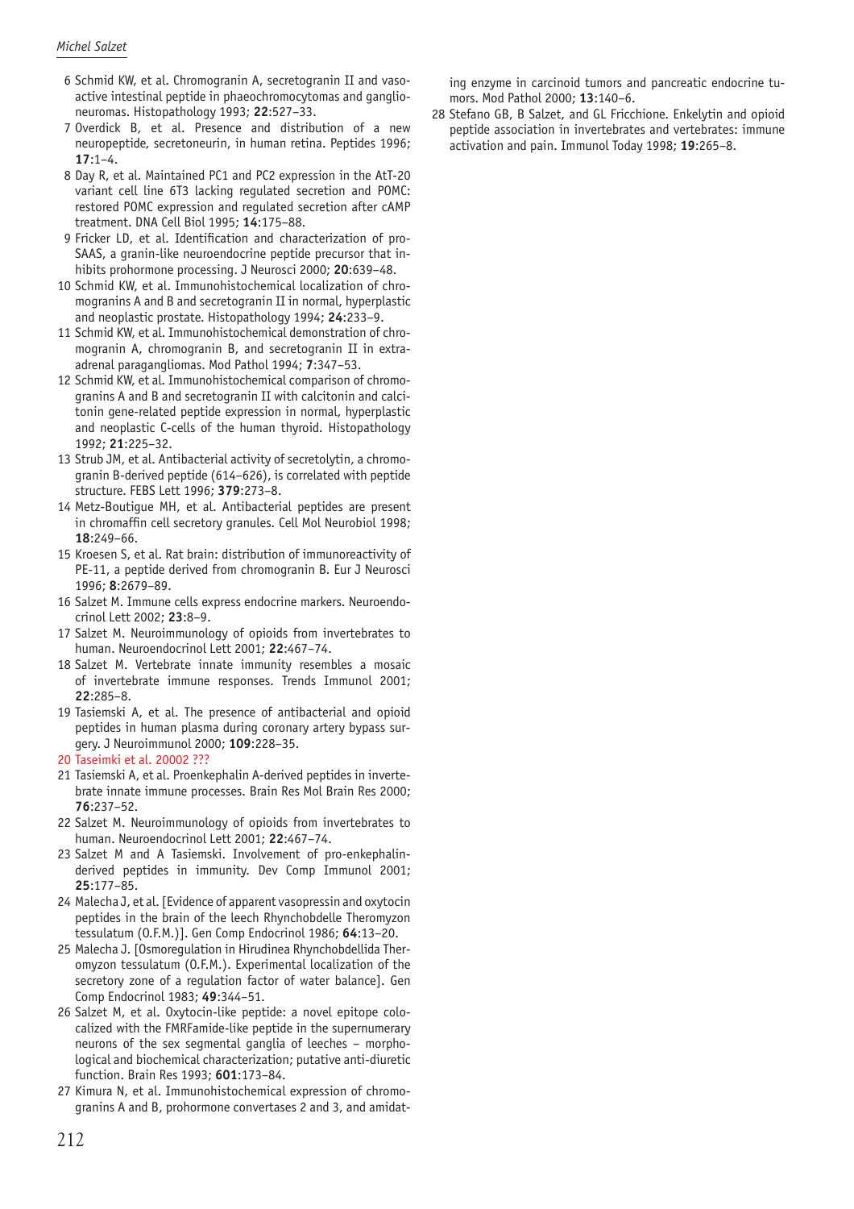6 Schmid KW, et al. Chromogranin A, secretogranin II and vasoactive intestinal peptide in phaeochromocytomas and ganglioneuromas. Histopathology 1993; **22**:527–33.

7 Overdick B, et al. Presence and distribution of a new neuropeptide, secretoneurin, in human retina. Peptides 1996; **17**:1–4.

8 Day R, et al. Maintained PC1 and PC2 expression in the AtT-20 variant cell line 6T3 lacking regulated secretion and POMC: restored POMC expression and regulated secretion after cAMP treatment. DNA Cell Biol 1995; **14**:175–88.

9 Fricker LD, et al. Identification and characterization of proSAAS, a granin-like neuroendocrine peptide precursor that inhibits prohormone processing. J Neurosci 2000; **20**:639–48.

10 Schmid KW, et al. Immunohistochemical localization of chromogranins A and B and secretogranin II in normal, hyperplastic and neoplastic prostate. Histopathology 1994; **24**:233–9.

11 Schmid KW, et al. Immunohistochemical demonstration of chromogranin A, chromogranin B, and secretogranin II in extra-adrenal paragangliomas. Mod Pathol 1994; **7**:347–53.

12 Schmid KW, et al. Immunohistochemical comparison of chromogranins A and B and secretogranin II with calcitonin and calcitonin gene-related peptide expression in normal, hyperplastic and neoplastic C-cells of the human thyroid. Histopathology 1992; **21**:225–32.

13 Strub JM, et al. Antibacterial activity of secretolytin, a chromogranin B-derived peptide (614–626), is correlated with peptide structure. FEBS Lett 1996; **379**:273–8.

14 Metz-Boutigue MH, et al. Antibacterial peptides are present in chromaffin cell secretory granules. Cell Mol Neurobiol 1998; **18**:249–66.

15 Kroesen S, et al. Rat brain: distribution of immunoreactivity of PE-11, a peptide derived from chromogranin B. Eur J Neurosci 1996; **8**:2679–89.

16 Salzet M. Immune cells express endocrine markers. Neuroendocrinol Lett 2002; **23**:8–9.

17 Salzet M. Neuroimmunology of opioids from invertebrates to human. Neuroendocrinol Lett 2001; **22**:467–74.

18 Salzet M. Vertebrate innate immunity resembles a mosaic of invertebrate immune responses. Trends Immunol 2001; **22**:285–8.

19 Tasiemski A, et al. The presence of antibacterial and opioid peptides in human plasma during coronary artery bypass surgery. J Neuroimmunol 2000; **109**:228–35.

20 Taseimki et al. 20002 ???

21 Tasiemski A, et al. Proenkephalin A-derived peptides in invertebrate innate immune processes. Brain Res Mol Brain Res 2000; **76**:237–52.

22 Salzet M. Neuroimmunology of opioids from invertebrates to human. Neuroendocrinol Lett 2001; **22**:467–74.

23 Salzet M and A Tasiemski. Involvement of pro-enkephalin-derived peptides in immunity. Dev Comp Immunol 2001; **25**:177–85.

24 Malecha J, et al. [Evidence of apparent vasopressin and oxytocin peptides in the brain of the leech Rhynchobdelle Theromyzon tessulatum (O.F.M.)]. Gen Comp Endocrinol 1986; **64**:13–20.

25 Malecha J. [Osmoregulation in Hirudinea Rhynchobdellida Theromyzon tessulatum (O.F.M.). Experimental localization of the secretory zone of a regulation factor of water balance]. Gen Comp Endocrinol 1983; **49**:344–51.

26 Salzet M, et al. Oxytocin-like peptide: a novel epitope colocalized with the FMRFamide-like peptide in the supernumerary neurons of the sex segmental ganglia of leeches – morphological and biochemical characterization; putative anti-diuretic function. Brain Res 1993; **601**:173–84.

27 Kimura N, et al. Immunohistochemical expression of chromogranins A and B, prohormone convertases 2 and 3, and amidating enzyme in carcinoid tumors and pancreatic endocrine tumors. Mod Pathol 2000; **13**:140–6.

28 Stefano GB, B Salzet, and GL Fricchione. Enkelytin and opioid peptide association in invertebrates and vertebrates: immune activation and pain. Immunol Today 1998; **19**:265–8.